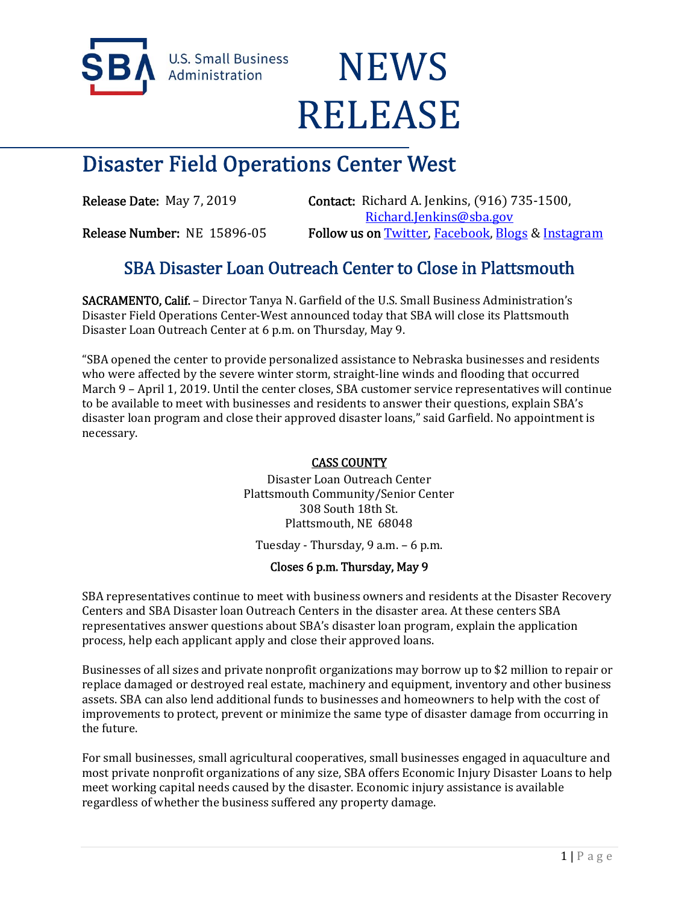U.S. Small Business Administration

# NEWS RELEASE

## Disaster Field Operations Center West

**Release Date:** May 7, 2019

**Contact:** Richard A. Jenkins, (916) 735-1500, Richard.Jenkins@sba.gov

**Release Number:** NE 15896-05

**Follow us on** Twitter, Facebook, Blogs & Instagram

## SBA Disaster Loan Outreach Center to Close in Plattsmouth

**SACRAMENTO, Calif.** – Director Tanya N. Garfield of the U.S. Small Business Administration's Disaster Field Operations Center-West announced today that SBA will close its Plattsmouth Disaster Loan Outreach Center at 6 p.m. on Thursday, May 9.

"SBA opened the center to provide personalized assistance to Nebraska businesses and residents who were affected by the severe winter storm, straight-line winds and flooding that occurred March 9 – April 1, 2019. Until the center closes, SBA customer service representatives will continue to be available to meet with businesses and residents to answer their questions, explain SBA's disaster loan program and close their approved disaster loans," said Garfield. No appointment is necessary.

**CASS COUNTY**

Disaster Loan Outreach Center
Plattsmouth Community/Senior Center
308 South 18th St.
Plattsmouth, NE 68048

Tuesday - Thursday, 9 a.m. – 6 p.m.

**Closes 6 p.m. Thursday, May 9**

SBA representatives continue to meet with business owners and residents at the Disaster Recovery Centers and SBA Disaster loan Outreach Centers in the disaster area. At these centers SBA representatives answer questions about SBA's disaster loan program, explain the application process, help each applicant apply and close their approved loans.

Businesses of all sizes and private nonprofit organizations may borrow up to $2 million to repair or replace damaged or destroyed real estate, machinery and equipment, inventory and other business assets. SBA can also lend additional funds to businesses and homeowners to help with the cost of improvements to protect, prevent or minimize the same type of disaster damage from occurring in the future.

For small businesses, small agricultural cooperatives, small businesses engaged in aquaculture and most private nonprofit organizations of any size, SBA offers Economic Injury Disaster Loans to help meet working capital needs caused by the disaster. Economic injury assistance is available regardless of whether the business suffered any property damage.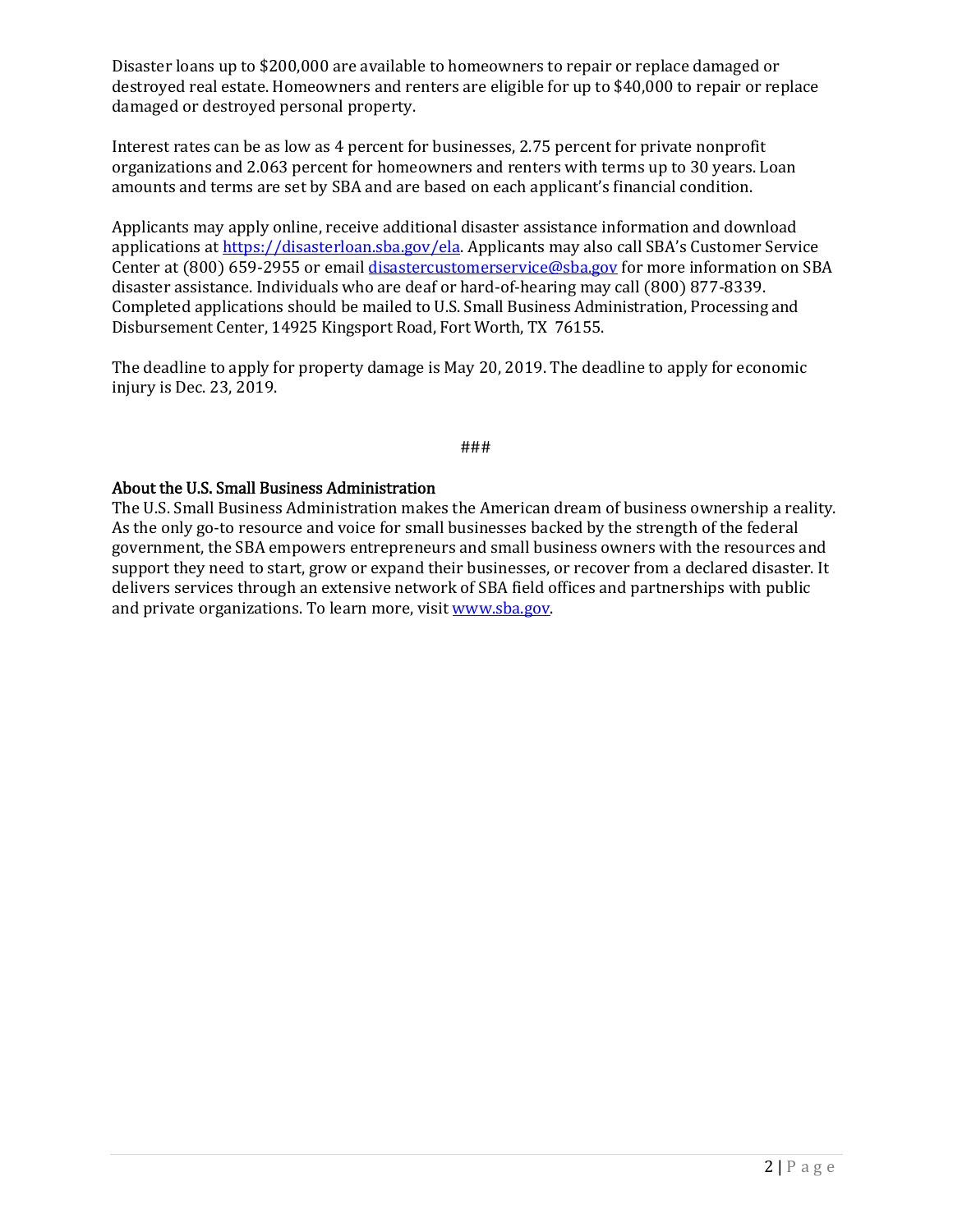Disaster loans up to $200,000 are available to homeowners to repair or replace damaged or destroyed real estate. Homeowners and renters are eligible for up to $40,000 to repair or replace damaged or destroyed personal property.

Interest rates can be as low as 4 percent for businesses, 2.75 percent for private nonprofit organizations and 2.063 percent for homeowners and renters with terms up to 30 years. Loan amounts and terms are set by SBA and are based on each applicant's financial condition.

Applicants may apply online, receive additional disaster assistance information and download applications at [https://disasterloan.sba.gov/ela](https://disasterloan.sba.gov/ela). Applicants may also call SBA's Customer Service Center at (800) 659-2955 or email [disastercustomerservice@sba.gov](mailto:disastercustomerservice@sba.gov) for more information on SBA disaster assistance. Individuals who are deaf or hard-of-hearing may call (800) 877-8339. Completed applications should be mailed to U.S. Small Business Administration, Processing and Disbursement Center, 14925 Kingsport Road, Fort Worth, TX 76155.

The deadline to apply for property damage is May 20, 2019. The deadline to apply for economic injury is Dec. 23, 2019.

###

**About the U.S. Small Business Administration**

The U.S. Small Business Administration makes the American dream of business ownership a reality. As the only go-to resource and voice for small businesses backed by the strength of the federal government, the SBA empowers entrepreneurs and small business owners with the resources and support they need to start, grow or expand their businesses, or recover from a declared disaster. It delivers services through an extensive network of SBA field offices and partnerships with public and private organizations. To learn more, visit [www.sba.gov](http://www.sba.gov).